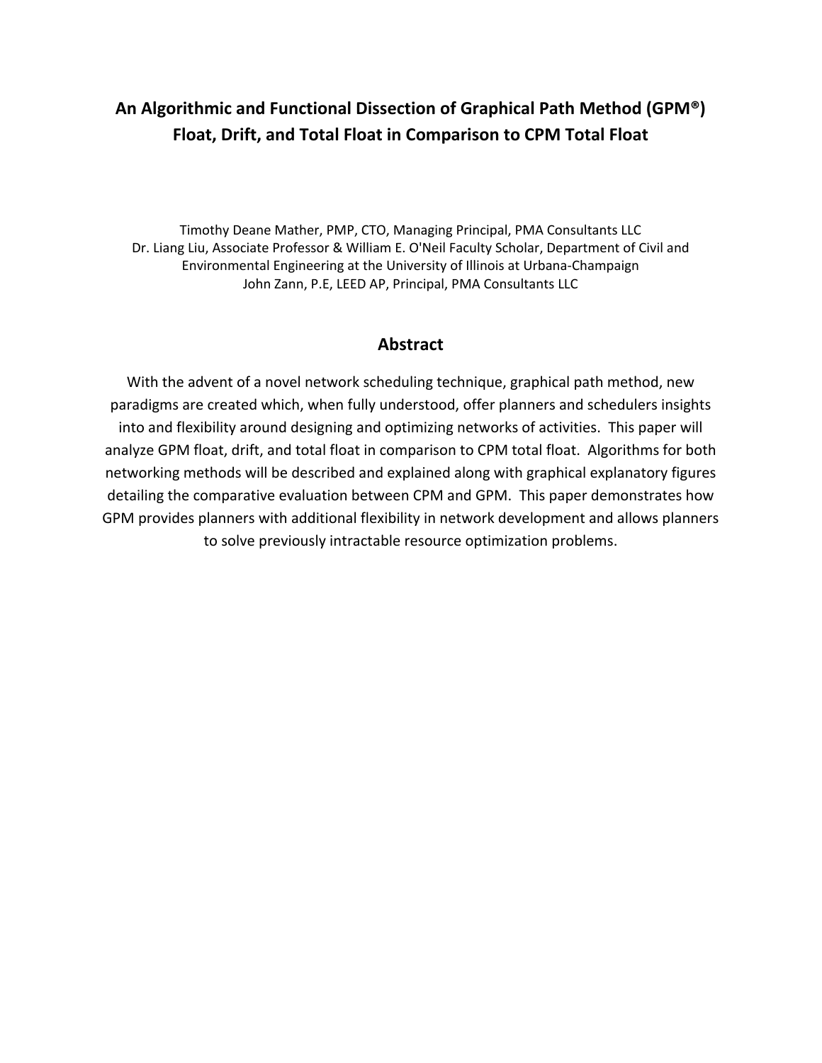# An Algorithmic and Functional Dissection of Graphical Path Method (GPM®) Float, Drift, and Total Float in Comparison to CPM Total Float

Timothy Deane Mather, PMP, CTO, Managing Principal, PMA Consultants LLC
Dr. Liang Liu, Associate Professor & William E. O'Neil Faculty Scholar, Department of Civil and Environmental Engineering at the University of Illinois at Urbana-Champaign
John Zann, P.E, LEED AP, Principal, PMA Consultants LLC

## Abstract

With the advent of a novel network scheduling technique, graphical path method, new paradigms are created which, when fully understood, offer planners and schedulers insights into and flexibility around designing and optimizing networks of activities. This paper will analyze GPM float, drift, and total float in comparison to CPM total float. Algorithms for both networking methods will be described and explained along with graphical explanatory figures detailing the comparative evaluation between CPM and GPM. This paper demonstrates how GPM provides planners with additional flexibility in network development and allows planners to solve previously intractable resource optimization problems.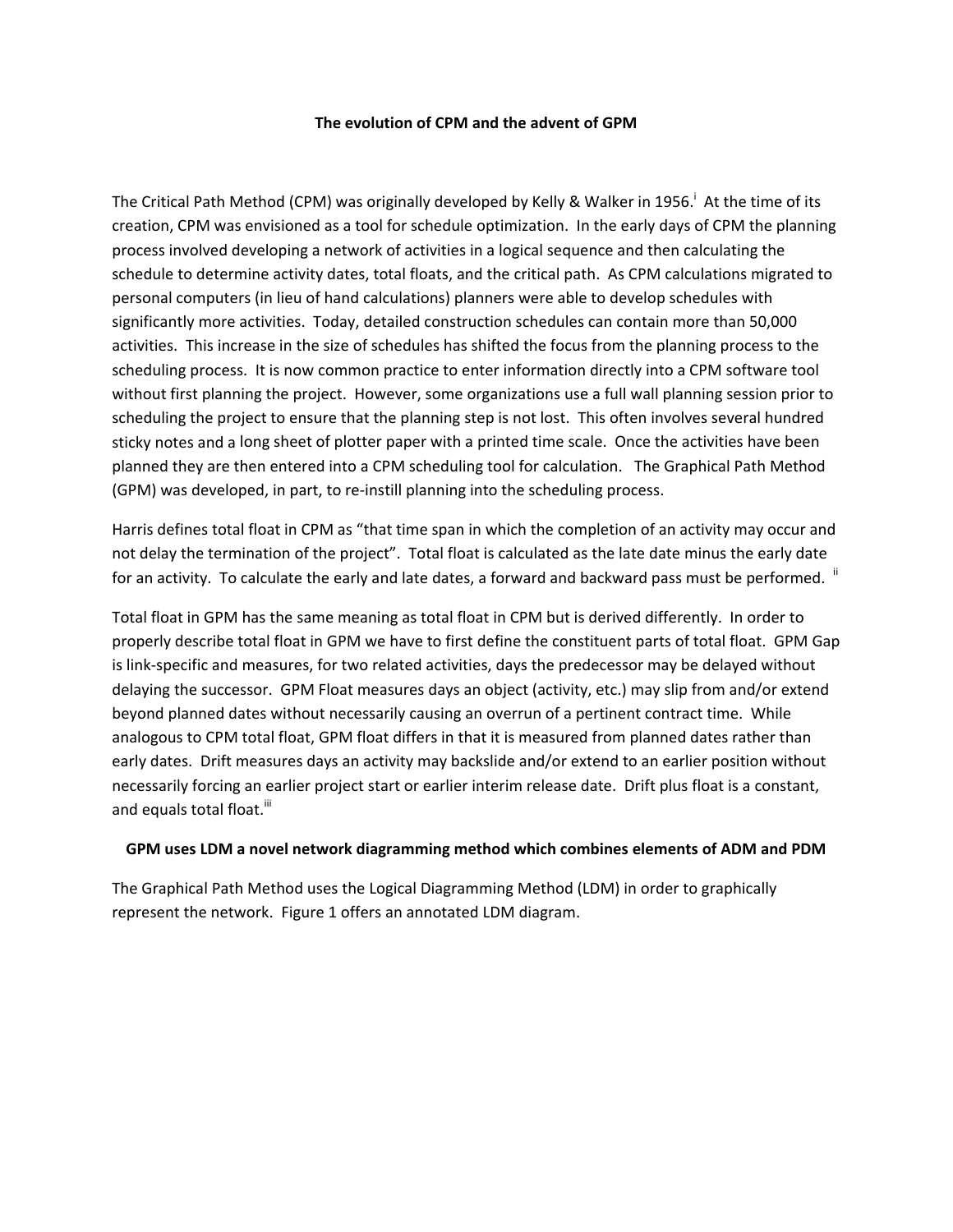## The evolution of CPM and the advent of GPM

The Critical Path Method (CPM) was originally developed by Kelly & Walker in 1956.[i] At the time of its creation, CPM was envisioned as a tool for schedule optimization. In the early days of CPM the planning process involved developing a network of activities in a logical sequence and then calculating the schedule to determine activity dates, total floats, and the critical path. As CPM calculations migrated to personal computers (in lieu of hand calculations) planners were able to develop schedules with significantly more activities. Today, detailed construction schedules can contain more than 50,000 activities. This increase in the size of schedules has shifted the focus from the planning process to the scheduling process. It is now common practice to enter information directly into a CPM software tool without first planning the project. However, some organizations use a full wall planning session prior to scheduling the project to ensure that the planning step is not lost. This often involves several hundred sticky notes and a long sheet of plotter paper with a printed time scale. Once the activities have been planned they are then entered into a CPM scheduling tool for calculation. The Graphical Path Method (GPM) was developed, in part, to re-instill planning into the scheduling process.

Harris defines total float in CPM as "that time span in which the completion of an activity may occur and not delay the termination of the project". Total float is calculated as the late date minus the early date for an activity. To calculate the early and late dates, a forward and backward pass must be performed. [ii]

Total float in GPM has the same meaning as total float in CPM but is derived differently. In order to properly describe total float in GPM we have to first define the constituent parts of total float. GPM Gap is link-specific and measures, for two related activities, days the predecessor may be delayed without delaying the successor. GPM Float measures days an object (activity, etc.) may slip from and/or extend beyond planned dates without necessarily causing an overrun of a pertinent contract time. While analogous to CPM total float, GPM float differs in that it is measured from planned dates rather than early dates. Drift measures days an activity may backslide and/or extend to an earlier position without necessarily forcing an earlier project start or earlier interim release date. Drift plus float is a constant, and equals total float.[iii]

### GPM uses LDM a novel network diagramming method which combines elements of ADM and PDM

The Graphical Path Method uses the Logical Diagramming Method (LDM) in order to graphically represent the network. Figure 1 offers an annotated LDM diagram.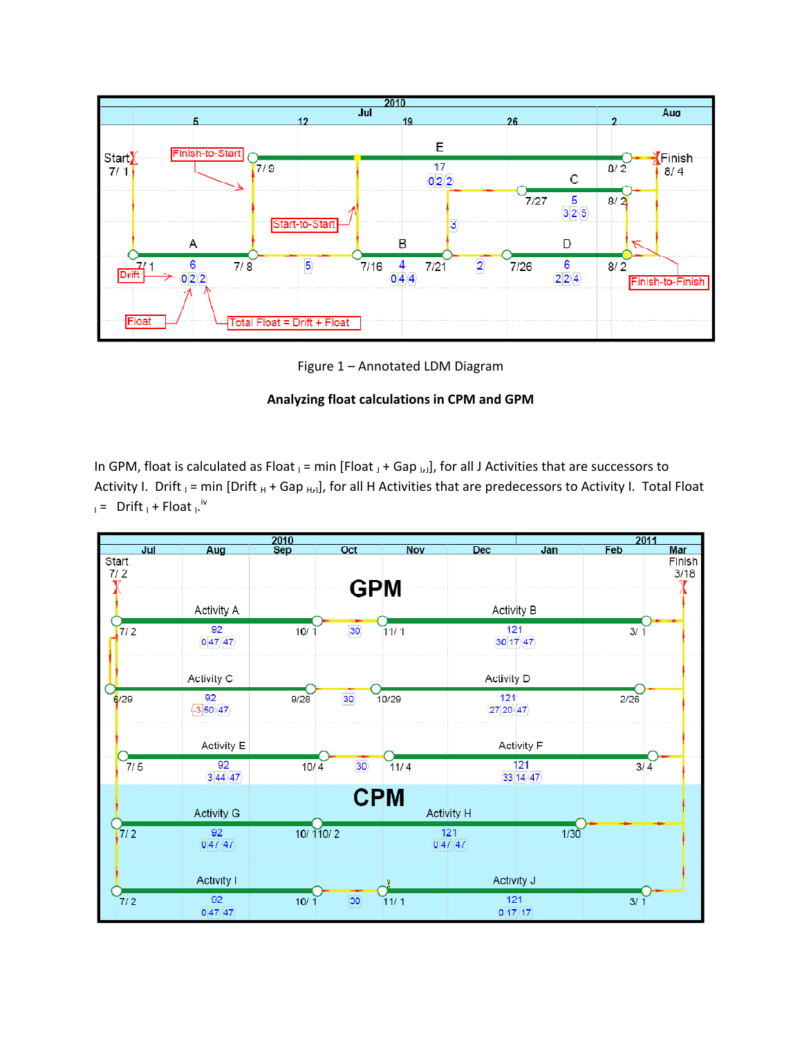Figure 1 – Annotated LDM Diagram

**Analyzing float calculations in CPM and GPM**

In GPM, float is calculated as $\text{Float}_I = \min[\text{Float}_J + \text{Gap}_{I,J}]$, for all J Activities that are successors to Activity I. $\text{Drift}_I = \min[\text{Drift}_H + \text{Gap}_{H,I}]$, for all H Activities that are predecessors to Activity I. $\text{Total Float}_I = \text{Drift}_I + \text{Float}_I$.[iv]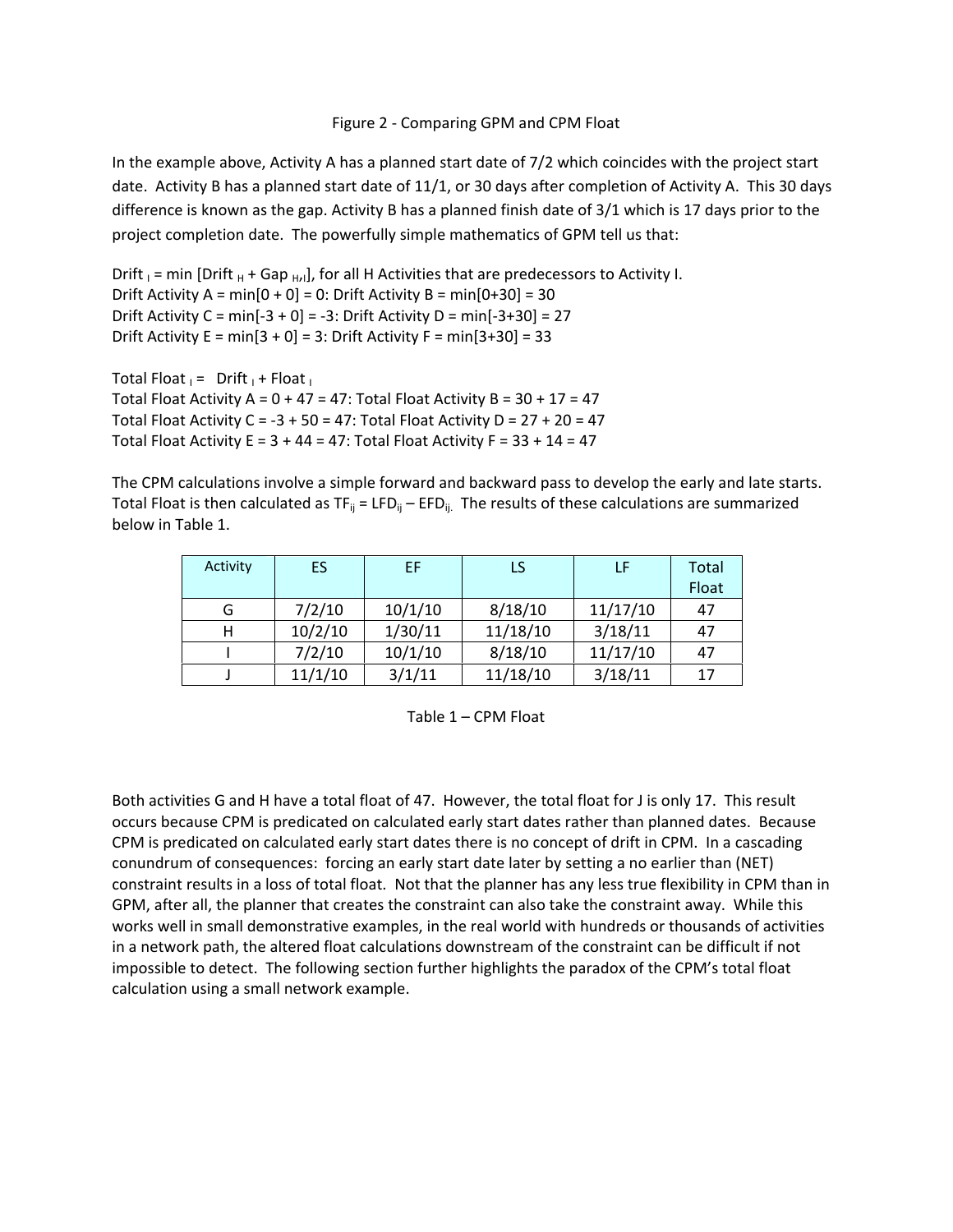Figure 2 - Comparing GPM and CPM Float

In the example above, Activity A has a planned start date of 7/2 which coincides with the project start date. Activity B has a planned start date of 11/1, or 30 days after completion of Activity A. This 30 days difference is known as the gap. Activity B has a planned finish date of 3/1 which is 17 days prior to the project completion date. The powerfully simple mathematics of GPM tell us that:

$\text{Drift}_I = \min[\text{Drift}_H + \text{Gap}_{H,I}]$, for all H Activities that are predecessors to Activity I.
Drift Activity A = min[0 + 0] = 0: Drift Activity B = min[0+30] = 30
Drift Activity C = min[-3 + 0] = -3: Drift Activity D = min[-3+30] = 27
Drift Activity E = min[3 + 0] = 3: Drift Activity F = min[3+30] = 33

$\text{Total Float}_I = \text{Drift}_I + \text{Float}_I$
Total Float Activity A = 0 + 47 = 47: Total Float Activity B = 30 + 17 = 47
Total Float Activity C = -3 + 50 = 47: Total Float Activity D = 27 + 20 = 47
Total Float Activity E = 3 + 44 = 47: Total Float Activity F = 33 + 14 = 47

The CPM calculations involve a simple forward and backward pass to develop the early and late starts. Total Float is then calculated as $TF_{ij} = LFD_{ij} - EFD_{ij}$. The results of these calculations are summarized below in Table 1.

| Activity | ES | EF | LS | LF | Total Float |
|---|---|---|---|---|---|
| G | 7/2/10 | 10/1/10 | 8/18/10 | 11/17/10 | 47 |
| H | 10/2/10 | 1/30/11 | 11/18/10 | 3/18/11 | 47 |
| I | 7/2/10 | 10/1/10 | 8/18/10 | 11/17/10 | 47 |
| J | 11/1/10 | 3/1/11 | 11/18/10 | 3/18/11 | 17 |

Table 1 – CPM Float

Both activities G and H have a total float of 47. However, the total float for J is only 17. This result occurs because CPM is predicated on calculated early start dates rather than planned dates. Because CPM is predicated on calculated early start dates there is no concept of drift in CPM. In a cascading conundrum of consequences: forcing an early start date later by setting a no earlier than (NET) constraint results in a loss of total float. Not that the planner has any less true flexibility in CPM than in GPM, after all, the planner that creates the constraint can also take the constraint away. While this works well in small demonstrative examples, in the real world with hundreds or thousands of activities in a network path, the altered float calculations downstream of the constraint can be difficult if not impossible to detect. The following section further highlights the paradox of the CPM's total float calculation using a small network example.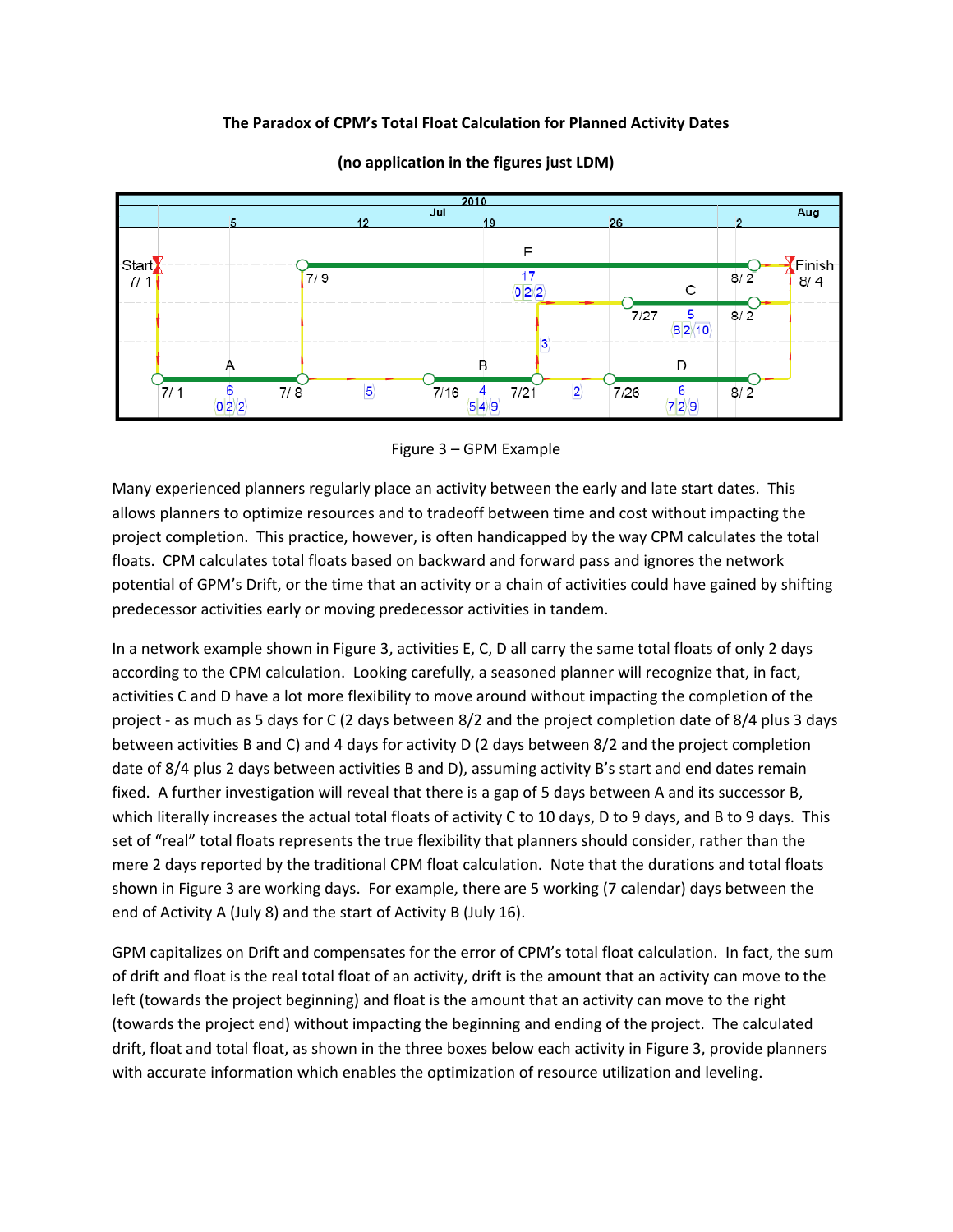**The Paradox of CPM's Total Float Calculation for Planned Activity Dates**

**(no application in the figures just LDM)**

Figure 3 – GPM Example

Many experienced planners regularly place an activity between the early and late start dates. This allows planners to optimize resources and to tradeoff between time and cost without impacting the project completion. This practice, however, is often handicapped by the way CPM calculates the total floats. CPM calculates total floats based on backward and forward pass and ignores the network potential of GPM's Drift, or the time that an activity or a chain of activities could have gained by shifting predecessor activities early or moving predecessor activities in tandem.

In a network example shown in Figure 3, activities E, C, D all carry the same total floats of only 2 days according to the CPM calculation. Looking carefully, a seasoned planner will recognize that, in fact, activities C and D have a lot more flexibility to move around without impacting the completion of the project - as much as 5 days for C (2 days between 8/2 and the project completion date of 8/4 plus 3 days between activities B and C) and 4 days for activity D (2 days between 8/2 and the project completion date of 8/4 plus 2 days between activities B and D), assuming activity B's start and end dates remain fixed. A further investigation will reveal that there is a gap of 5 days between A and its successor B, which literally increases the actual total floats of activity C to 10 days, D to 9 days, and B to 9 days. This set of "real" total floats represents the true flexibility that planners should consider, rather than the mere 2 days reported by the traditional CPM float calculation. Note that the durations and total floats shown in Figure 3 are working days. For example, there are 5 working (7 calendar) days between the end of Activity A (July 8) and the start of Activity B (July 16).

GPM capitalizes on Drift and compensates for the error of CPM's total float calculation. In fact, the sum of drift and float is the real total float of an activity, drift is the amount that an activity can move to the left (towards the project beginning) and float is the amount that an activity can move to the right (towards the project end) without impacting the beginning and ending of the project. The calculated drift, float and total float, as shown in the three boxes below each activity in Figure 3, provide planners with accurate information which enables the optimization of resource utilization and leveling.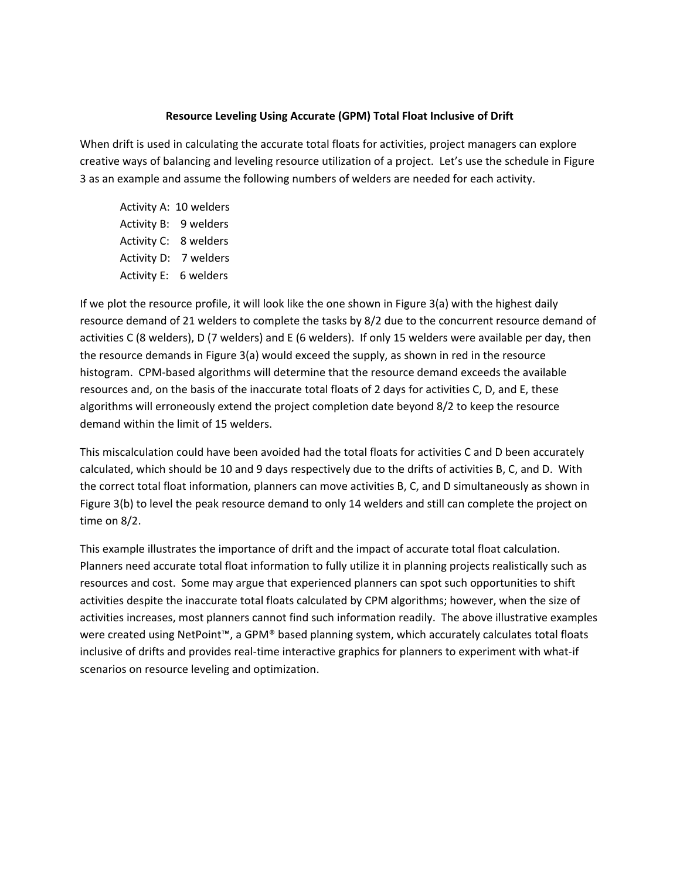**Resource Leveling Using Accurate (GPM) Total Float Inclusive of Drift**

When drift is used in calculating the accurate total floats for activities, project managers can explore creative ways of balancing and leveling resource utilization of a project. Let's use the schedule in Figure 3 as an example and assume the following numbers of welders are needed for each activity.

Activity A: 10 welders
Activity B: 9 welders
Activity C: 8 welders
Activity D: 7 welders
Activity E: 6 welders

If we plot the resource profile, it will look like the one shown in Figure 3(a) with the highest daily resource demand of 21 welders to complete the tasks by 8/2 due to the concurrent resource demand of activities C (8 welders), D (7 welders) and E (6 welders). If only 15 welders were available per day, then the resource demands in Figure 3(a) would exceed the supply, as shown in red in the resource histogram. CPM-based algorithms will determine that the resource demand exceeds the available resources and, on the basis of the inaccurate total floats of 2 days for activities C, D, and E, these algorithms will erroneously extend the project completion date beyond 8/2 to keep the resource demand within the limit of 15 welders.

This miscalculation could have been avoided had the total floats for activities C and D been accurately calculated, which should be 10 and 9 days respectively due to the drifts of activities B, C, and D. With the correct total float information, planners can move activities B, C, and D simultaneously as shown in Figure 3(b) to level the peak resource demand to only 14 welders and still can complete the project on time on 8/2.

This example illustrates the importance of drift and the impact of accurate total float calculation. Planners need accurate total float information to fully utilize it in planning projects realistically such as resources and cost. Some may argue that experienced planners can spot such opportunities to shift activities despite the inaccurate total floats calculated by CPM algorithms; however, when the size of activities increases, most planners cannot find such information readily. The above illustrative examples were created using NetPoint™, a GPM® based planning system, which accurately calculates total floats inclusive of drifts and provides real-time interactive graphics for planners to experiment with what-if scenarios on resource leveling and optimization.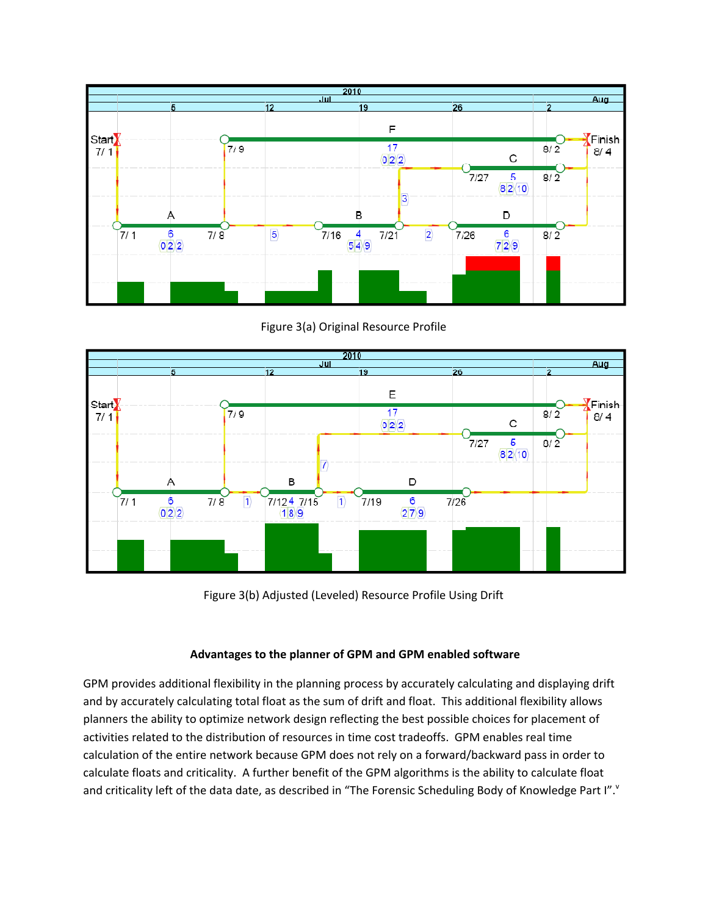Figure 3(a) Original Resource Profile

Figure 3(b) Adjusted (Leveled) Resource Profile Using Drift

**Advantages to the planner of GPM and GPM enabled software**

GPM provides additional flexibility in the planning process by accurately calculating and displaying drift and by accurately calculating total float as the sum of drift and float. This additional flexibility allows planners the ability to optimize network design reflecting the best possible choices for placement of activities related to the distribution of resources in time cost tradeoffs. GPM enables real time calculation of the entire network because GPM does not rely on a forward/backward pass in order to calculate floats and criticality. A further benefit of the GPM algorithms is the ability to calculate float and criticality left of the data date, as described in "The Forensic Scheduling Body of Knowledge Part I".[v]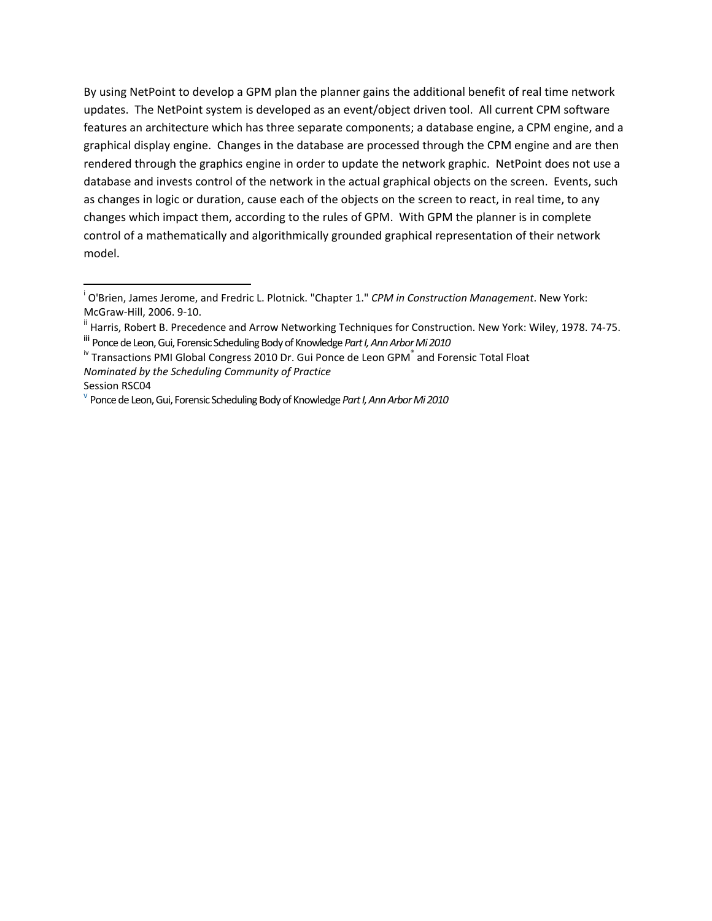By using NetPoint to develop a GPM plan the planner gains the additional benefit of real time network updates. The NetPoint system is developed as an event/object driven tool. All current CPM software features an architecture which has three separate components; a database engine, a CPM engine, and a graphical display engine. Changes in the database are processed through the CPM engine and are then rendered through the graphics engine in order to update the network graphic. NetPoint does not use a database and invests control of the network in the actual graphical objects on the screen. Events, such as changes in logic or duration, cause each of the objects on the screen to react, in real time, to any changes which impact them, according to the rules of GPM. With GPM the planner is in complete control of a mathematically and algorithmically grounded graphical representation of their network model.

---

[i] O'Brien, James Jerome, and Fredric L. Plotnick. "Chapter 1." *CPM in Construction Management*. New York: McGraw-Hill, 2006. 9-10.

[ii] Harris, Robert B. Precedence and Arrow Networking Techniques for Construction. New York: Wiley, 1978. 74-75.

[iii] Ponce de Leon, Gui, Forensic Scheduling Body of Knowledge *Part I, Ann Arbor Mi 2010*

[iv] Transactions PMI Global Congress 2010 Dr. Gui Ponce de Leon GPM® and Forensic Total Float
*Nominated by the Scheduling Community of Practice*
Session RSC04

[v] Ponce de Leon, Gui, Forensic Scheduling Body of Knowledge *Part I, Ann Arbor Mi 2010*